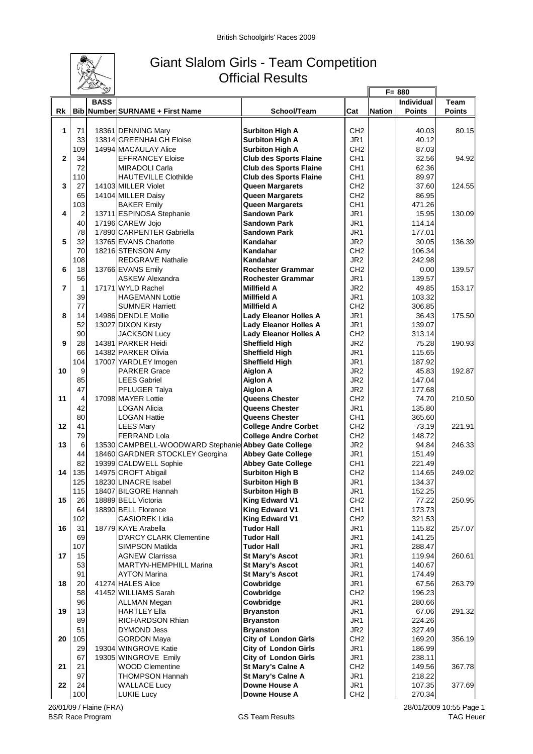British Schoolgirls' Races 2009

# Giant Slalom Girls - Team Competition
## Official Results

| Rk | Bib | BASS Number | SURNAME + First Name | School/Team | Cat | Nation | F= 880 Individual Points | Team Points |
|---|---|---|---|---|---|---|---|---|
| 1 | 71 | 18361 | DENNING Mary | Surbiton High A | CH2 | | 40.03 | 80.15 |
| | 33 | 13814 | GREENHALGH Eloise | Surbiton High A | JR1 | | 40.12 | |
| | 109 | 14994 | MACAULAY Alice | Surbiton High A | CH2 | | 87.03 | |
| 2 | 34 | | EFFRANCEY Eloise | Club des Sports Flaine | CH1 | | 32.56 | 94.92 |
| | 72 | | MIRADOLI Carla | Club des Sports Flaine | CH1 | | 62.36 | |
| | 110 | | HAUTEVILLE Clothilde | Club des Sports Flaine | CH1 | | 89.97 | |
| 3 | 27 | 14103 | MILLER Violet | Queen Margarets | CH2 | | 37.60 | 124.55 |
| | 65 | 14104 | MILLER Daisy | Queen Margarets | CH2 | | 86.95 | |
| | 103 | | BAKER Emily | Queen Margarets | CH1 | | 471.26 | |
| 4 | 2 | 13711 | ESPINOSA Stephanie | Sandown Park | JR1 | | 15.95 | 130.09 |
| | 40 | 17196 | CAREW Jojo | Sandown Park | JR1 | | 114.14 | |
| | 78 | 17890 | CARPENTER Gabriella | Sandown Park | JR1 | | 177.01 | |
| 5 | 32 | 13765 | EVANS Charlotte | Kandahar | JR2 | | 30.05 | 136.39 |
| | 70 | 18216 | STENSON Amy | Kandahar | CH2 | | 106.34 | |
| | 108 | | REDGRAVE Nathalie | Kandahar | JR2 | | 242.98 | |
| 6 | 18 | 13766 | EVANS Emily | Rochester Grammar | CH2 | | 0.00 | 139.57 |
| | 56 | | ASKEW Alexandra | Rochester Grammar | JR1 | | 139.57 | |
| 7 | 1 | 17171 | WYLD Rachel | Millfield A | JR2 | | 49.85 | 153.17 |
| | 39 | | HAGEMANN Lottie | Millfield A | JR1 | | 103.32 | |
| | 77 | | SUMNER Harriett | Millfield A | CH2 | | 306.85 | |
| 8 | 14 | 14986 | DENDLE Mollie | Lady Eleanor Holles A | JR1 | | 36.43 | 175.50 |
| | 52 | 13027 | DIXON Kirsty | Lady Eleanor Holles A | JR1 | | 139.07 | |
| | 90 | | JACKSON Lucy | Lady Eleanor Holles A | CH2 | | 313.14 | |
| 9 | 28 | 14381 | PARKER Heidi | Sheffield High | JR2 | | 75.28 | 190.93 |
| | 66 | 14382 | PARKER Olivia | Sheffield High | JR1 | | 115.65 | |
| | 104 | 17007 | YARDLEY Imogen | Sheffield High | JR1 | | 187.92 | |
| 10 | 9 | | PARKER Grace | Aiglon A | JR2 | | 45.83 | 192.87 |
| | 85 | | LEES Gabriel | Aiglon A | JR2 | | 147.04 | |
| | 47 | | PFLUGER Talya | Aiglon A | JR2 | | 177.68 | |
| 11 | 4 | 17098 | MAYER Lottie | Queens Chester | CH2 | | 74.70 | 210.50 |
| | 42 | | LOGAN Alicia | Queens Chester | JR1 | | 135.80 | |
| | 80 | | LOGAN Hattie | Queens Chester | CH1 | | 365.60 | |
| 12 | 41 | | LEES Mary | College Andre Corbet | CH2 | | 73.19 | 221.91 |
| | 79 | | FERRAND Lola | College Andre Corbet | CH2 | | 148.72 | |
| 13 | 6 | 13530 | CAMPBELL-WOODWARD Stephanie | Abbey Gate College | JR2 | | 94.84 | 246.33 |
| | 44 | 18460 | GARDNER STOCKLEY Georgina | Abbey Gate College | JR1 | | 151.49 | |
| | 82 | 19399 | CALDWELL Sophie | Abbey Gate College | CH1 | | 221.49 | |
| 14 | 135 | 14975 | CROFT Abigail | Surbiton High B | CH2 | | 114.65 | 249.02 |
| | 125 | 18230 | LINACRE Isabel | Surbiton High B | JR1 | | 134.37 | |
| | 115 | 18407 | BILGORE Hannah | Surbiton High B | JR1 | | 152.25 | |
| 15 | 26 | 18889 | BELL Victoria | King Edward V1 | CH2 | | 77.22 | 250.95 |
| | 64 | 18890 | BELL Florence | King Edward V1 | CH1 | | 173.73 | |
| | 102 | | GASIOREK Lidia | King Edward V1 | CH2 | | 321.53 | |
| 16 | 31 | 18779 | KAYE Arabella | Tudor Hall | JR1 | | 115.82 | 257.07 |
| | 69 | | D'ARCY CLARK Clementine | Tudor Hall | JR1 | | 141.25 | |
| | 107 | | SIMPSON Matilda | Tudor Hall | JR1 | | 288.47 | |
| 17 | 15 | | AGNEW Clarrissa | St Mary's Ascot | JR1 | | 119.94 | 260.61 |
| | 53 | | MARTYN-HEMPHILL Marina | St Mary's Ascot | JR1 | | 140.67 | |
| | 91 | | AYTON Marina | St Mary's Ascot | JR1 | | 174.49 | |
| 18 | 20 | 41274 | HALES Alice | Cowbridge | JR1 | | 67.56 | 263.79 |
| | 58 | 41452 | WILLIAMS Sarah | Cowbridge | CH2 | | 196.23 | |
| | 96 | | ALLMAN Megan | Cowbridge | JR1 | | 280.66 | |
| 19 | 13 | | HARTLEY Ella | Bryanston | JR1 | | 67.06 | 291.32 |
| | 89 | | RICHARDSON Rhian | Bryanston | JR1 | | 224.26 | |
| | 51 | | DYMOND Jess | Bryanston | JR2 | | 327.49 | |
| 20 | 105 | | GORDON Maya | City of London Girls | CH2 | | 169.20 | 356.19 |
| | 29 | 19304 | WINGROVE Katie | City of London Girls | JR1 | | 186.99 | |
| | 67 | 19305 | WINGROVE Emily | City of London Girls | JR1 | | 238.11 | |
| 21 | 21 | | WOOD Clementine | St Mary's Calne A | CH2 | | 149.56 | 367.78 |
| | 97 | | THOMPSON Hannah | St Mary's Calne A | JR1 | | 218.22 | |
| 22 | 24 | | WALLACE Lucy | Downe House A | JR1 | | 107.35 | 377.69 |
| | 100 | | LUKIE Lucy | Downe House A | CH2 | | 270.34 | |

26/01/09 / Flaine (FRA) — 28/01/2009 10:55

BSR Race Program — GS Team Results — TAG Heuer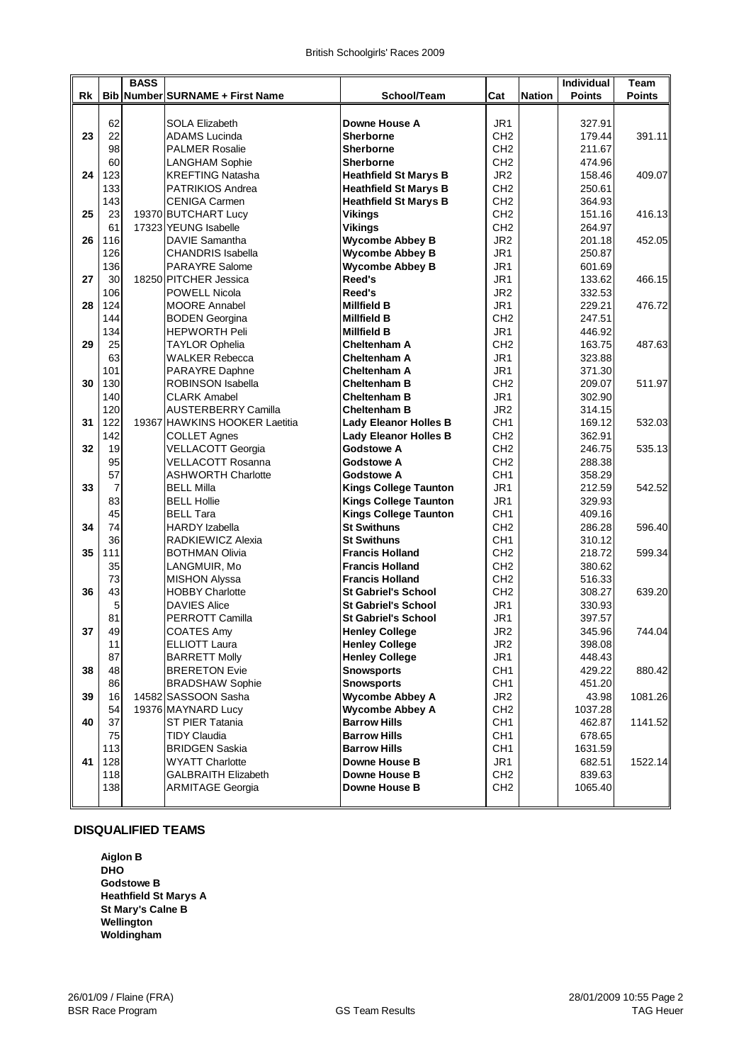| Rk | Bib | BASS Number | SURNAME + First Name | School/Team | Cat | Nation | Individual Points | Team Points |
|---|---|---|---|---|---|---|---|---|
| | 62 | | SOLA Elizabeth | **Downe House A** | JR1 | | 327.91 | |
| **23** | 22 | | ADAMS Lucinda | **Sherborne** | CH2 | | 179.44 | 391.11 |
| | 98 | | PALMER Rosalie | **Sherborne** | CH2 | | 211.67 | |
| | 60 | | LANGHAM Sophie | **Sherborne** | CH2 | | 474.96 | |
| **24** | 123 | | KREFTING Natasha | **Heathfield St Marys B** | JR2 | | 158.46 | 409.07 |
| | 133 | | PATRIKIOS Andrea | **Heathfield St Marys B** | CH2 | | 250.61 | |
| | 143 | | CENIGA Carmen | **Heathfield St Marys B** | CH2 | | 364.93 | |
| **25** | 23 | 19370 | BUTCHART Lucy | **Vikings** | CH2 | | 151.16 | 416.13 |
| | 61 | 17323 | YEUNG Isabelle | **Vikings** | CH2 | | 264.97 | |
| **26** | 116 | | DAVIE Samantha | **Wycombe Abbey B** | JR2 | | 201.18 | 452.05 |
| | 126 | | CHANDRIS Isabella | **Wycombe Abbey B** | JR1 | | 250.87 | |
| | 136 | | PARAYRE Salome | **Wycombe Abbey B** | JR1 | | 601.69 | |
| **27** | 30 | 18250 | PITCHER Jessica | **Reed's** | JR1 | | 133.62 | 466.15 |
| | 106 | | POWELL Nicola | **Reed's** | JR2 | | 332.53 | |
| **28** | 124 | | MOORE Annabel | **Millfield B** | JR1 | | 229.21 | 476.72 |
| | 144 | | BODEN Georgina | **Millfield B** | CH2 | | 247.51 | |
| | 134 | | HEPWORTH Peli | **Millfield B** | JR1 | | 446.92 | |
| **29** | 25 | | TAYLOR Ophelia | **Cheltenham A** | CH2 | | 163.75 | 487.63 |
| | 63 | | WALKER Rebecca | **Cheltenham A** | JR1 | | 323.88 | |
| | 101 | | PARAYRE Daphne | **Cheltenham A** | JR1 | | 371.30 | |
| **30** | 130 | | ROBINSON Isabella | **Cheltenham B** | CH2 | | 209.07 | 511.97 |
| | 140 | | CLARK Amabel | **Cheltenham B** | JR1 | | 302.90 | |
| | 120 | | AUSTERBERRY Camilla | **Cheltenham B** | JR2 | | 314.15 | |
| **31** | 122 | 19367 | HAWKINS HOOKER Laetitia | **Lady Eleanor Holles B** | CH1 | | 169.12 | 532.03 |
| | 142 | | COLLET Agnes | **Lady Eleanor Holles B** | CH2 | | 362.91 | |
| **32** | 19 | | VELLACOTT Georgia | **Godstowe A** | CH2 | | 246.75 | 535.13 |
| | 95 | | VELLACOTT Rosanna | **Godstowe A** | CH2 | | 288.38 | |
| | 57 | | ASHWORTH Charlotte | **Godstowe A** | CH1 | | 358.29 | |
| **33** | 7 | | BELL Milla | **Kings College Taunton** | JR1 | | 212.59 | 542.52 |
| | 83 | | BELL Hollie | **Kings College Taunton** | JR1 | | 329.93 | |
| | 45 | | BELL Tara | **Kings College Taunton** | CH1 | | 409.16 | |
| **34** | 74 | | HARDY Izabella | **St Swithuns** | CH2 | | 286.28 | 596.40 |
| | 36 | | RADKIEWICZ Alexia | **St Swithuns** | CH1 | | 310.12 | |
| **35** | 111 | | BOTHMAN Olivia | **Francis Holland** | CH2 | | 218.72 | 599.34 |
| | 35 | | LANGMUIR, Mo | **Francis Holland** | CH2 | | 380.62 | |
| | 73 | | MISHON Alyssa | **Francis Holland** | CH2 | | 516.33 | |
| **36** | 43 | | HOBBY Charlotte | **St Gabriel's School** | CH2 | | 308.27 | 639.20 |
| | 5 | | DAVIES Alice | **St Gabriel's School** | JR1 | | 330.93 | |
| | 81 | | PERROTT Camilla | **St Gabriel's School** | JR1 | | 397.57 | |
| **37** | 49 | | COATES Amy | **Henley College** | JR2 | | 345.96 | 744.04 |
| | 11 | | ELLIOTT Laura | **Henley College** | JR2 | | 398.08 | |
| | 87 | | BARRETT Molly | **Henley College** | JR1 | | 448.43 | |
| **38** | 48 | | BRERETON Evie | **Snowsports** | CH1 | | 429.22 | 880.42 |
| | 86 | | BRADSHAW Sophie | **Snowsports** | CH1 | | 451.20 | |
| **39** | 16 | 14582 | SASSOON Sasha | **Wycombe Abbey A** | JR2 | | 43.98 | 1081.26 |
| | 54 | 19376 | MAYNARD Lucy | **Wycombe Abbey A** | CH2 | | 1037.28 | |
| **40** | 37 | | ST PIER Tatania | **Barrow Hills** | CH1 | | 462.87 | 1141.52 |
| | 75 | | TIDY Claudia | **Barrow Hills** | CH1 | | 678.65 | |
| | 113 | | BRIDGEN Saskia | **Barrow Hills** | CH1 | | 1631.59 | |
| **41** | 128 | | WYATT Charlotte | **Downe House B** | JR1 | | 682.51 | 1522.14 |
| | 118 | | GALBRAITH Elizabeth | **Downe House B** | CH2 | | 839.63 | |
| | 138 | | ARMITAGE Georgia | **Downe House B** | CH2 | | 1065.40 | |

## DISQUALIFIED TEAMS

**Aiglon B**
**DHO**
**Godstowe B**
**Heathfield St Marys A**
**St Mary's Calne B**
**Wellington**
**Woldingham**